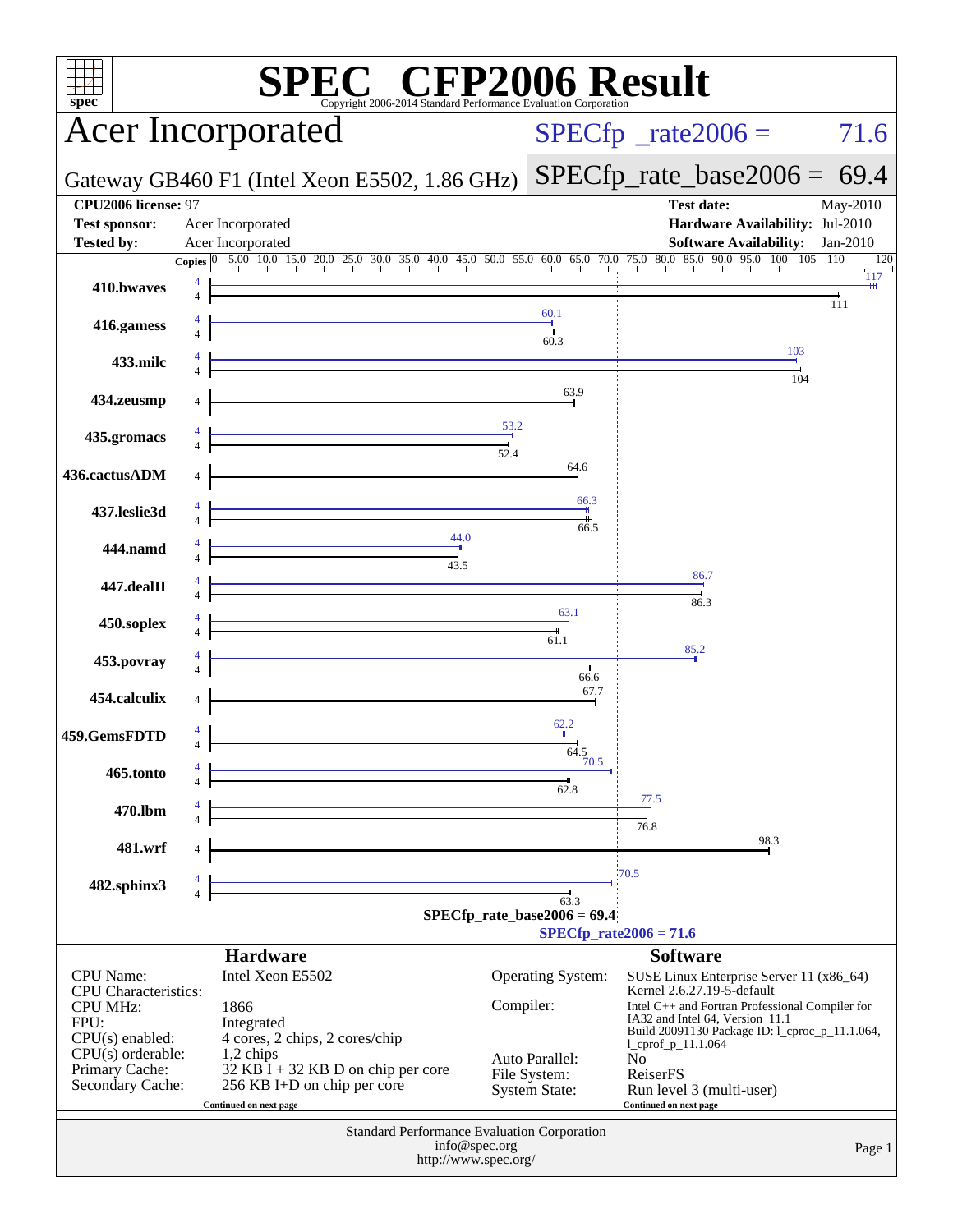# SPEC CFP2006 Result

Copyright 2006-2014 Standard Performance Evaluation Corporation

## Acer Incorporated

Gateway GB460 F1 (Intel Xeon E5502, 1.86 GHz)

SPECfp_rate2006 = 71.6

SPECfp_rate_base2006 = 69.4

| | | | |
|---|---|---|---|
| **CPU2006 license:** 97 | | **Test date:** | May-2010 |
| **Test sponsor:** | Acer Incorporated | **Hardware Availability:** | Jul-2010 |
| **Tested by:** | Acer Incorporated | **Software Availability:** | Jan-2010 |

| Benchmark | Copies (peak) | Peak | Copies (base) | Base |
|---|---|---|---|---|
| 410.bwaves | 4 | 117 | 4 | 111 |
| 416.gamess | 4 | 60.1 | 4 | 60.3 |
| 433.milc | 4 | 103 | 4 | 104 |
| 434.zeusmp | | | 4 | 63.9 |
| 435.gromacs | 4 | 53.2 | 4 | 52.4 |
| 436.cactusADM | | | 4 | 64.6 |
| 437.leslie3d | 4 | 66.3 | 4 | 66.5 |
| 444.namd | 4 | 44.0 | 4 | 43.5 |
| 447.dealII | 4 | 86.7 | 4 | 86.3 |
| 450.soplex | 4 | 63.1 | 4 | 61.1 |
| 453.povray | 4 | 85.2 | 4 | 66.6 |
| 454.calculix | | | 4 | 67.7 |
| 459.GemsFDTD | 4 | 62.2 | 4 | 64.5 |
| 465.tonto | 4 | 70.5 | 4 | 62.8 |
| 470.lbm | 4 | 77.5 | 4 | 76.8 |
| 481.wrf | | | 4 | 98.3 |
| 482.sphinx3 | 4 | 70.5 | 4 | 63.3 |

SPECfp_rate_base2006 = 69.4

SPECfp_rate2006 = 71.6

### Hardware

| | |
|---|---|
| CPU Name: | Intel Xeon E5502 |
| CPU Characteristics: | |
| CPU MHz: | 1866 |
| FPU: | Integrated |
| CPU(s) enabled: | 4 cores, 2 chips, 2 cores/chip |
| CPU(s) orderable: | 1,2 chips |
| Primary Cache: | 32 KB I + 32 KB D on chip per core |
| Secondary Cache: | 256 KB I+D on chip per core |

Continued on next page

### Software

| | |
|---|---|
| Operating System: | SUSE Linux Enterprise Server 11 (x86_64) Kernel 2.6.27.19-5-default |
| Compiler: | Intel C++ and Fortran Professional Compiler for IA32 and Intel 64, Version 11.1 Build 20091130 Package ID: l_cproc_p_11.1.064, l_cprof_p_11.1.064 |
| Auto Parallel: | No |
| File System: | ReiserFS |
| System State: | Run level 3 (multi-user) |

Continued on next page

Standard Performance Evaluation Corporation
info@spec.org
http://www.spec.org/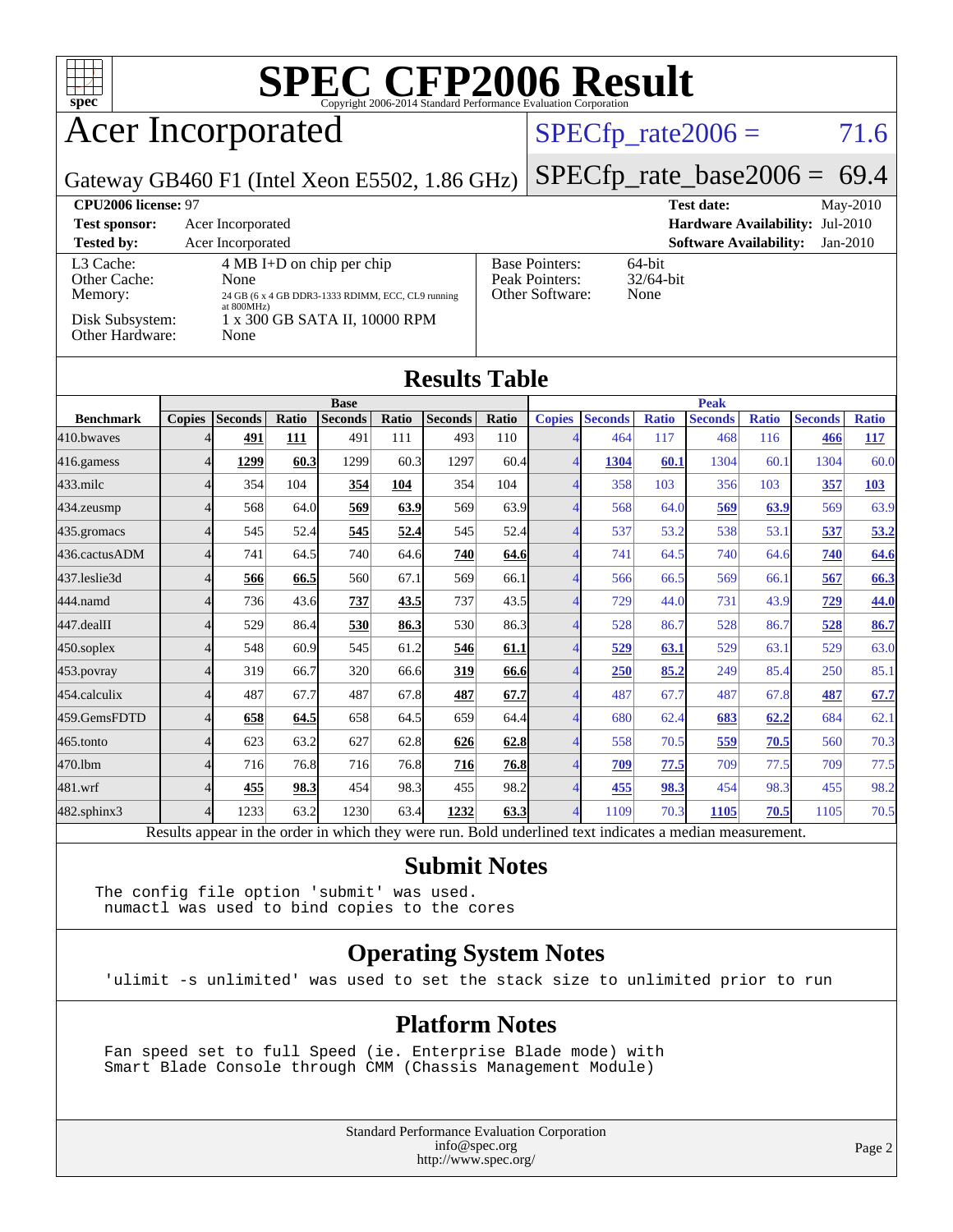# SPEC CFP2006 Result

Copyright 2006-2014 Standard Performance Evaluation Corporation

## Acer Incorporated

Gateway GB460 F1 (Intel Xeon E5502, 1.86 GHz)

SPECfp_rate2006 = 71.6

SPECfp_rate_base2006 = 69.4

| | | | |
|---|---|---|---|
| **CPU2006 license:** 97 | | **Test date:** | May-2010 |
| **Test sponsor:** | Acer Incorporated | **Hardware Availability:** | Jul-2010 |
| **Tested by:** | Acer Incorporated | **Software Availability:** | Jan-2010 |

| | | | |
|---|---|---|---|
| L3 Cache: | 4 MB I+D on chip per chip | Base Pointers: | 64-bit |
| Other Cache: | None | Peak Pointers: | 32/64-bit |
| Memory: | 24 GB (6 x 4 GB DDR3-1333 RDIMM, ECC, CL9 running at 800MHz) | Other Software: | None |
| Disk Subsystem: | 1 x 300 GB SATA II, 10000 RPM | | |
| Other Hardware: | None | | |

## Results Table

| | Base | | | | | | | Peak | | | | | | |
|---|---|---|---|---|---|---|---|---|---|---|---|---|---|---|
| **Benchmark** | **Copies** | **Seconds** | **Ratio** | **Seconds** | **Ratio** | **Seconds** | **Ratio** | **Copies** | **Seconds** | **Ratio** | **Seconds** | **Ratio** | **Seconds** | **Ratio** |
| 410.bwaves | 4 | **491** | **111** | 491 | 111 | 493 | 110 | 4 | 464 | 117 | 468 | 116 | **466** | **117** |
| 416.gamess | 4 | **1299** | **60.3** | 1299 | 60.3 | 1297 | 60.4 | 4 | **1304** | **60.1** | 1304 | 60.1 | 1304 | 60.0 |
| 433.milc | 4 | 354 | 104 | **354** | **104** | 354 | 104 | 4 | 358 | 103 | 356 | 103 | **357** | **103** |
| 434.zeusmp | 4 | 568 | 64.0 | **569** | **63.9** | 569 | 63.9 | 4 | 568 | 64.0 | **569** | **63.9** | 569 | 63.9 |
| 435.gromacs | 4 | 545 | 52.4 | **545** | **52.4** | 545 | 52.4 | 4 | 537 | 53.2 | 538 | 53.1 | **537** | **53.2** |
| 436.cactusADM | 4 | 741 | 64.5 | 740 | 64.6 | **740** | **64.6** | 4 | 741 | 64.5 | 740 | 64.6 | **740** | **64.6** |
| 437.leslie3d | 4 | **566** | **66.5** | 560 | 67.1 | 569 | 66.1 | 4 | 566 | 66.5 | 569 | 66.1 | **567** | **66.3** |
| 444.namd | 4 | 736 | 43.6 | **737** | **43.5** | 737 | 43.5 | 4 | 729 | 44.0 | 731 | 43.9 | **729** | **44.0** |
| 447.dealII | 4 | 529 | 86.4 | **530** | **86.3** | 530 | 86.3 | 4 | 528 | 86.7 | 528 | 86.7 | **528** | **86.7** |
| 450.soplex | 4 | 548 | 60.9 | 545 | 61.2 | **546** | **61.1** | 4 | **529** | **63.1** | 529 | 63.1 | 529 | 63.0 |
| 453.povray | 4 | 319 | 66.7 | 320 | 66.6 | **319** | **66.6** | 4 | **250** | **85.2** | 249 | 85.4 | 250 | 85.1 |
| 454.calculix | 4 | 487 | 67.7 | 487 | 67.8 | **487** | **67.7** | 4 | 487 | 67.7 | 487 | 67.8 | **487** | **67.7** |
| 459.GemsFDTD | 4 | **658** | **64.5** | 658 | 64.5 | 659 | 64.4 | 4 | 680 | 62.4 | **683** | **62.2** | 684 | 62.1 |
| 465.tonto | 4 | 623 | 63.2 | 627 | 62.8 | **626** | **62.8** | 4 | 558 | 70.5 | **559** | **70.5** | 560 | 70.3 |
| 470.lbm | 4 | 716 | 76.8 | 716 | 76.8 | **716** | **76.8** | 4 | **709** | **77.5** | 709 | 77.5 | 709 | 77.5 |
| 481.wrf | 4 | **455** | **98.3** | 454 | 98.3 | 455 | 98.2 | 4 | **455** | **98.3** | 454 | 98.3 | 455 | 98.2 |
| 482.sphinx3 | 4 | 1233 | 63.2 | 1230 | 63.4 | **1232** | **63.3** | 4 | 1109 | 70.3 | **1105** | **70.5** | 1105 | 70.5 |

Results appear in the order in which they were run. Bold underlined text indicates a median measurement.

## Submit Notes

```
The config file option 'submit' was used.
 numactl was used to bind copies to the cores
```

## Operating System Notes

```
'ulimit -s unlimited' was used to set the stack size to unlimited prior to run
```

## Platform Notes

```
Fan speed set to full Speed (ie. Enterprise Blade mode) with
Smart Blade Console through CMM (Chassis Management Module)
```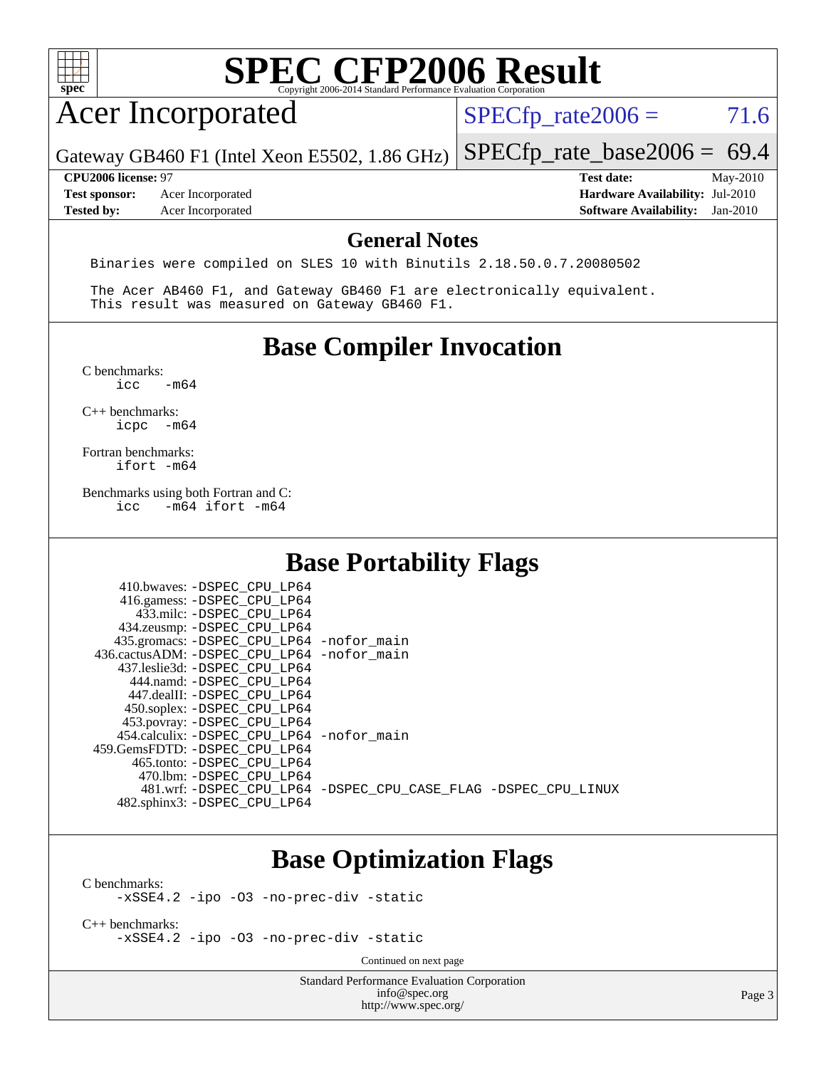# SPEC CFP2006 Result

Copyright 2006-2014 Standard Performance Evaluation Corporation

## Acer Incorporated

Gateway GB460 F1 (Intel Xeon E5502, 1.86 GHz)

SPECfp_rate2006 = 71.6

SPECfp_rate_base2006 = 69.4

| | | | |
|---|---|---|---|
| **CPU2006 license:** 97 | | **Test date:** | May-2010 |
| **Test sponsor:** | Acer Incorporated | **Hardware Availability:** | Jul-2010 |
| **Tested by:** | Acer Incorporated | **Software Availability:** | Jan-2010 |

## General Notes

```
Binaries were compiled on SLES 10 with Binutils 2.18.50.0.7.20080502

The Acer AB460 F1, and Gateway GB460 F1 are electronically equivalent.
This result was measured on Gateway GB460 F1.
```

## Base Compiler Invocation

C benchmarks:
```
icc   -m64
```

C++ benchmarks:
```
icpc  -m64
```

Fortran benchmarks:
```
ifort -m64
```

Benchmarks using both Fortran and C:
```
icc   -m64 ifort -m64
```

## Base Portability Flags

```
   410.bwaves: -DSPEC_CPU_LP64
   416.gamess: -DSPEC_CPU_LP64
     433.milc: -DSPEC_CPU_LP64
   434.zeusmp: -DSPEC_CPU_LP64
  435.gromacs: -DSPEC_CPU_LP64 -nofor_main
436.cactusADM: -DSPEC_CPU_LP64 -nofor_main
  437.leslie3d: -DSPEC_CPU_LP64
     444.namd: -DSPEC_CPU_LP64
   447.dealII: -DSPEC_CPU_LP64
   450.soplex: -DSPEC_CPU_LP64
   453.povray: -DSPEC_CPU_LP64
 454.calculix: -DSPEC_CPU_LP64 -nofor_main
459.GemsFDTD: -DSPEC_CPU_LP64
    465.tonto: -DSPEC_CPU_LP64
      470.lbm: -DSPEC_CPU_LP64
      481.wrf: -DSPEC_CPU_LP64 -DSPEC_CPU_CASE_FLAG -DSPEC_CPU_LINUX
  482.sphinx3: -DSPEC_CPU_LP64
```

## Base Optimization Flags

C benchmarks:
```
-xSSE4.2 -ipo -O3 -no-prec-div -static
```

C++ benchmarks:
```
-xSSE4.2 -ipo -O3 -no-prec-div -static
```

Continued on next page

Standard Performance Evaluation Corporation
info@spec.org
http://www.spec.org/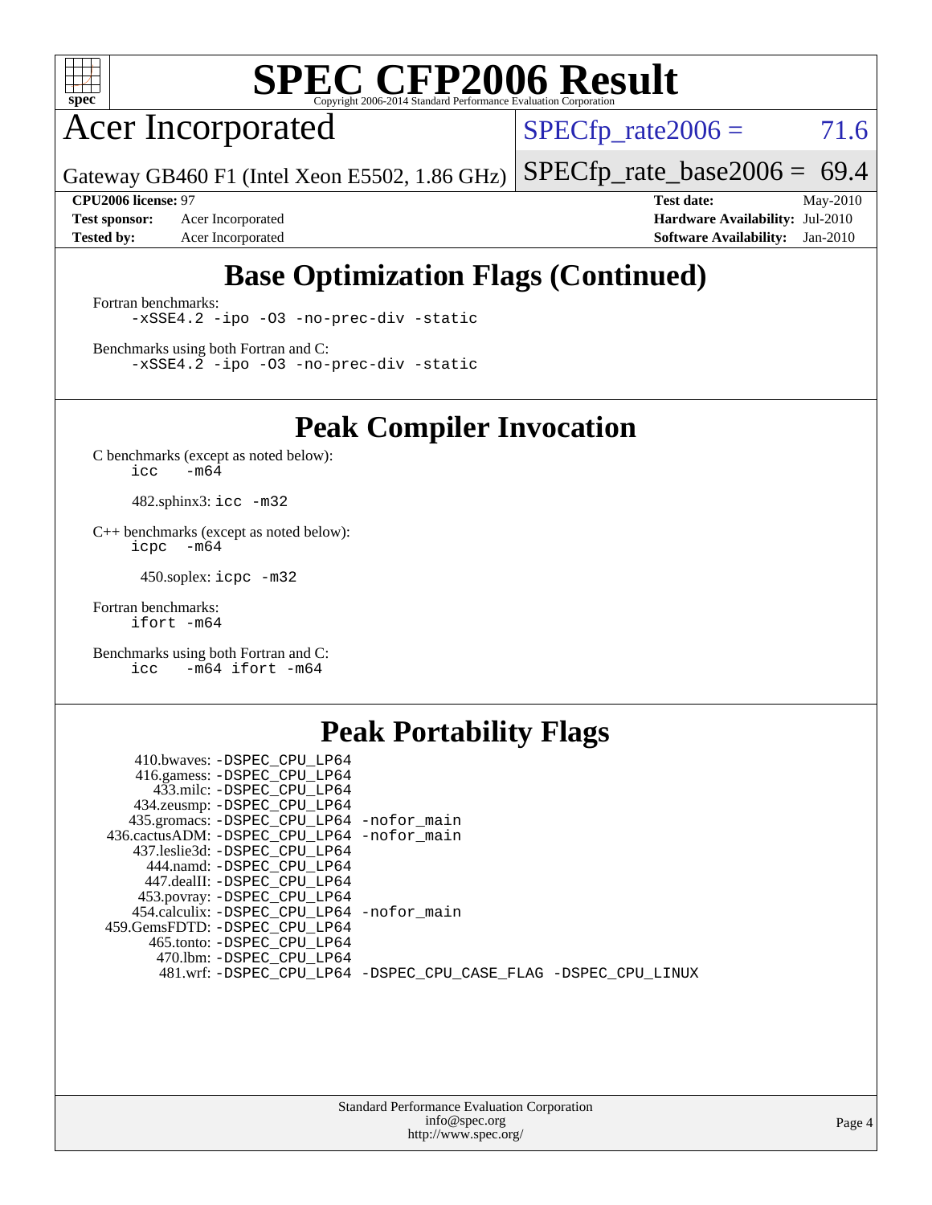# SPEC CFP2006 Result

Copyright 2006-2014 Standard Performance Evaluation Corporation

## Acer Incorporated

Gateway GB460 F1 (Intel Xeon E5502, 1.86 GHz)

SPECfp_rate2006 = 71.6

SPECfp_rate_base2006 = 69.4

**CPU2006 license:** 97
**Test sponsor:** Acer Incorporated
**Tested by:** Acer Incorporated

**Test date:** May-2010
**Hardware Availability:** Jul-2010
**Software Availability:** Jan-2010

## Base Optimization Flags (Continued)

Fortran benchmarks:
```
-xSSE4.2 -ipo -O3 -no-prec-div -static
```

Benchmarks using both Fortran and C:
```
-xSSE4.2 -ipo -O3 -no-prec-div -static
```

## Peak Compiler Invocation

C benchmarks (except as noted below):
```
icc   -m64
```

482.sphinx3: `icc -m32`

C++ benchmarks (except as noted below):
```
icpc   -m64
```

450.soplex: `icpc -m32`

Fortran benchmarks:
```
ifort -m64
```

Benchmarks using both Fortran and C:
```
icc   -m64 ifort -m64
```

## Peak Portability Flags

410.bwaves: -DSPEC_CPU_LP64
416.gamess: -DSPEC_CPU_LP64
433.milc: -DSPEC_CPU_LP64
434.zeusmp: -DSPEC_CPU_LP64
435.gromacs: -DSPEC_CPU_LP64 -nofor_main
436.cactusADM: -DSPEC_CPU_LP64 -nofor_main
437.leslie3d: -DSPEC_CPU_LP64
444.namd: -DSPEC_CPU_LP64
447.dealII: -DSPEC_CPU_LP64
453.povray: -DSPEC_CPU_LP64
454.calculix: -DSPEC_CPU_LP64 -nofor_main
459.GemsFDTD: -DSPEC_CPU_LP64
465.tonto: -DSPEC_CPU_LP64
470.lbm: -DSPEC_CPU_LP64
481.wrf: -DSPEC_CPU_LP64 -DSPEC_CPU_CASE_FLAG -DSPEC_CPU_LINUX

Standard Performance Evaluation Corporation
info@spec.org
http://www.spec.org/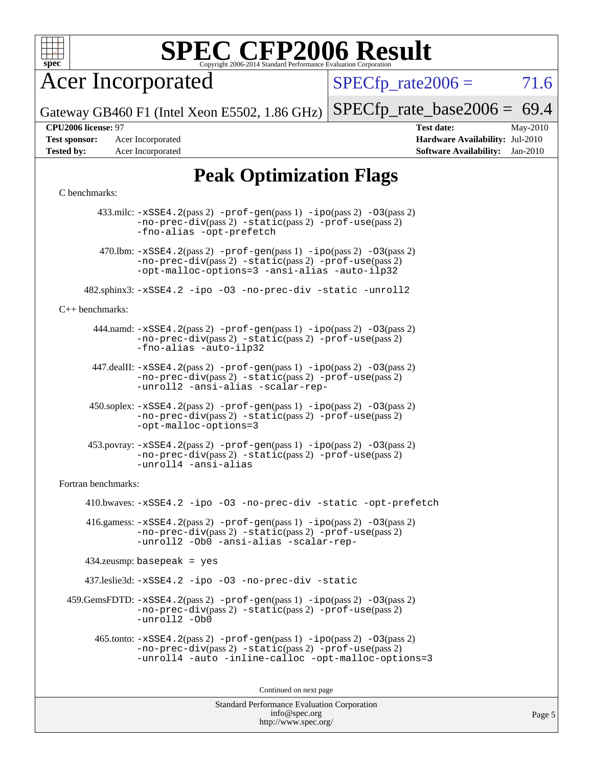# SPEC CFP2006 Result

Copyright 2006-2014 Standard Performance Evaluation Corporation

## Acer Incorporated

Gateway GB460 F1 (Intel Xeon E5502, 1.86 GHz)

SPECfp_rate2006 = 71.6

SPECfp_rate_base2006 = 69.4

**CPU2006 license:** 97
**Test sponsor:** Acer Incorporated
**Tested by:** Acer Incorporated

**Test date:** May-2010
**Hardware Availability:** Jul-2010
**Software Availability:** Jan-2010

## Peak Optimization Flags

C benchmarks:

433.milc: -xSSE4.2(pass 2) -prof-gen(pass 1) -ipo(pass 2) -O3(pass 2) -no-prec-div(pass 2) -static(pass 2) -prof-use(pass 2) -fno-alias -opt-prefetch

470.lbm: -xSSE4.2(pass 2) -prof-gen(pass 1) -ipo(pass 2) -O3(pass 2) -no-prec-div(pass 2) -static(pass 2) -prof-use(pass 2) -opt-malloc-options=3 -ansi-alias -auto-ilp32

482.sphinx3: -xSSE4.2 -ipo -O3 -no-prec-div -static -unroll2

C++ benchmarks:

444.namd: -xSSE4.2(pass 2) -prof-gen(pass 1) -ipo(pass 2) -O3(pass 2) -no-prec-div(pass 2) -static(pass 2) -prof-use(pass 2) -fno-alias -auto-ilp32

447.dealII: -xSSE4.2(pass 2) -prof-gen(pass 1) -ipo(pass 2) -O3(pass 2) -no-prec-div(pass 2) -static(pass 2) -prof-use(pass 2) -unroll2 -ansi-alias -scalar-rep-

450.soplex: -xSSE4.2(pass 2) -prof-gen(pass 1) -ipo(pass 2) -O3(pass 2) -no-prec-div(pass 2) -static(pass 2) -prof-use(pass 2) -opt-malloc-options=3

453.povray: -xSSE4.2(pass 2) -prof-gen(pass 1) -ipo(pass 2) -O3(pass 2) -no-prec-div(pass 2) -static(pass 2) -prof-use(pass 2) -unroll4 -ansi-alias

Fortran benchmarks:

410.bwaves: -xSSE4.2 -ipo -O3 -no-prec-div -static -opt-prefetch

416.gamess: -xSSE4.2(pass 2) -prof-gen(pass 1) -ipo(pass 2) -O3(pass 2) -no-prec-div(pass 2) -static(pass 2) -prof-use(pass 2) -unroll2 -Ob0 -ansi-alias -scalar-rep-

434.zeusmp: basepeak = yes

437.leslie3d: -xSSE4.2 -ipo -O3 -no-prec-div -static

459.GemsFDTD: -xSSE4.2(pass 2) -prof-gen(pass 1) -ipo(pass 2) -O3(pass 2) -no-prec-div(pass 2) -static(pass 2) -prof-use(pass 2) -unroll2 -Ob0

465.tonto: -xSSE4.2(pass 2) -prof-gen(pass 1) -ipo(pass 2) -O3(pass 2) -no-prec-div(pass 2) -static(pass 2) -prof-use(pass 2) -unroll4 -auto -inline-calloc -opt-malloc-options=3

Continued on next page

Standard Performance Evaluation Corporation
info@spec.org
http://www.spec.org/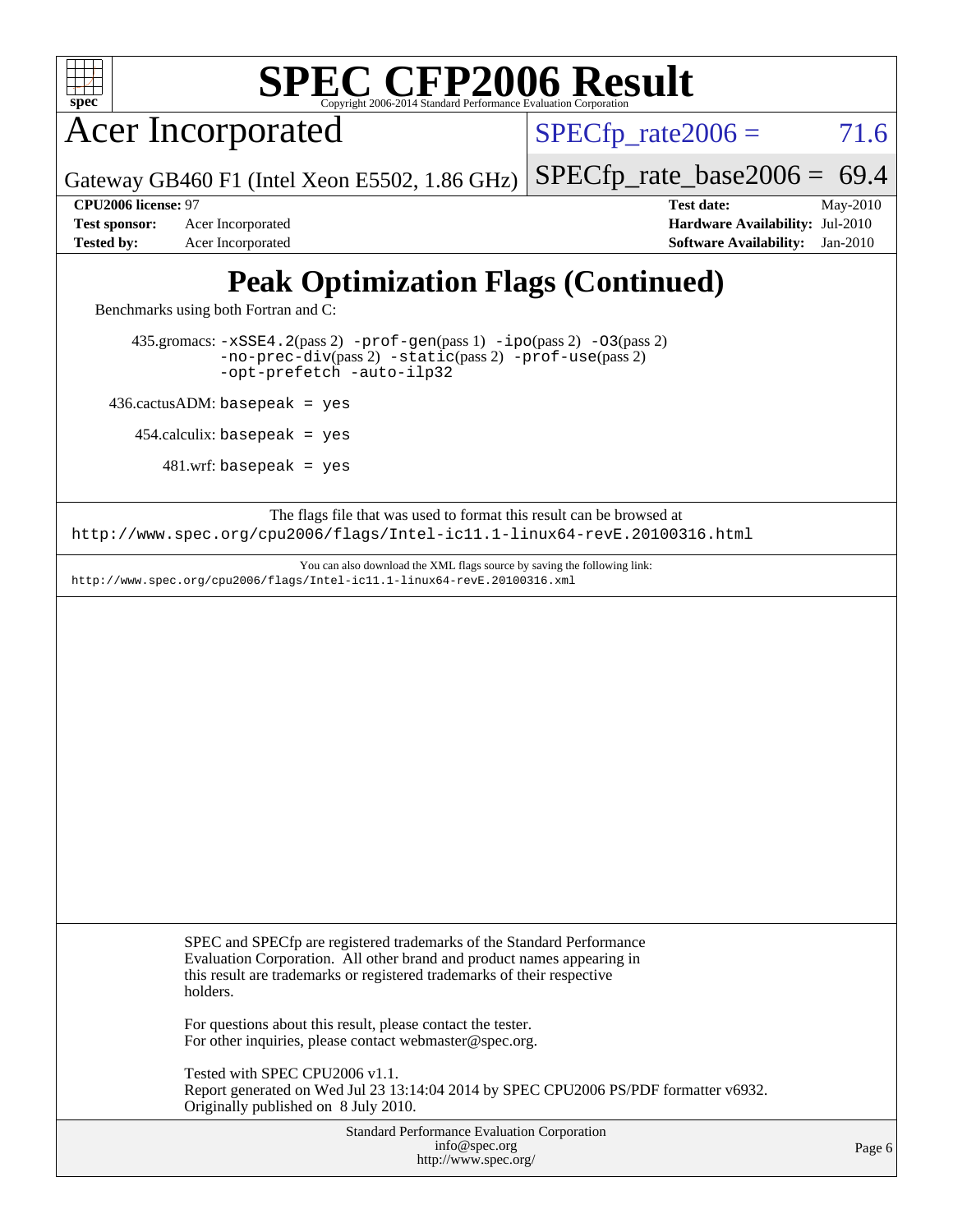# SPEC CFP2006 Result

Copyright 2006-2014 Standard Performance Evaluation Corporation

## Acer Incorporated

Gateway GB460 F1 (Intel Xeon E5502, 1.86 GHz)

SPECfp_rate2006 = 71.6

SPECfp_rate_base2006 = 69.4

**CPU2006 license:** 97
**Test sponsor:** Acer Incorporated
**Tested by:** Acer Incorporated

**Test date:** May-2010
**Hardware Availability:** Jul-2010
**Software Availability:** Jan-2010

## Peak Optimization Flags (Continued)

Benchmarks using both Fortran and C:

435.gromacs: `-xSSE4.2`(pass 2) `-prof-gen`(pass 1) `-ipo`(pass 2) `-O3`(pass 2) `-no-prec-div`(pass 2) `-static`(pass 2) `-prof-use`(pass 2) `-opt-prefetch` `-auto-ilp32`

436.cactusADM: `basepeak = yes`

454.calculix: `basepeak = yes`

481.wrf: `basepeak = yes`

The flags file that was used to format this result can be browsed at
http://www.spec.org/cpu2006/flags/Intel-ic11.1-linux64-revE.20100316.html

You can also download the XML flags source by saving the following link:
http://www.spec.org/cpu2006/flags/Intel-ic11.1-linux64-revE.20100316.xml

SPEC and SPECfp are registered trademarks of the Standard Performance Evaluation Corporation. All other brand and product names appearing in this result are trademarks or registered trademarks of their respective holders.

For questions about this result, please contact the tester.
For other inquiries, please contact webmaster@spec.org.

Tested with SPEC CPU2006 v1.1.
Report generated on Wed Jul 23 13:14:04 2014 by SPEC CPU2006 PS/PDF formatter v6932.
Originally published on 8 July 2010.

Standard Performance Evaluation Corporation
info@spec.org
http://www.spec.org/